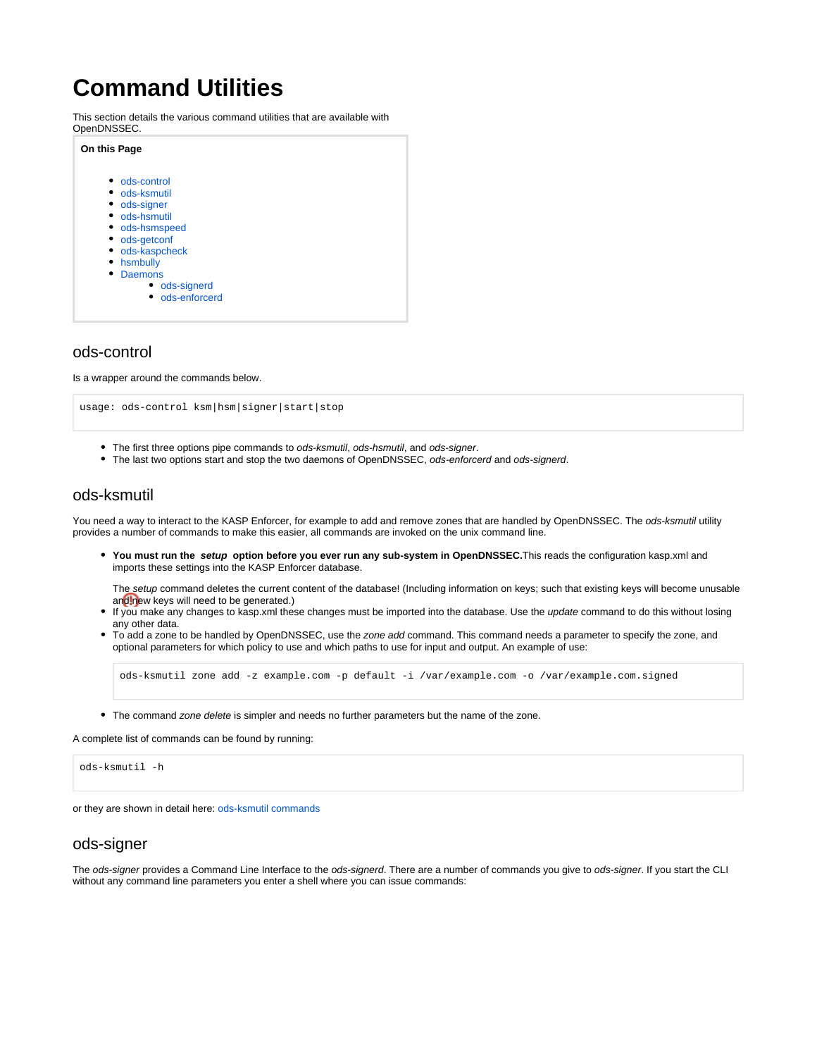# Command Utilities

This section details the various command utilities that are available with OpenDNSSEC.

**On this Page**

- ods-control
- ods-ksmutil
- ods-signer
- ods-hsmutil
- ods-hsmspeed
- ods-getconf
- ods-kaspcheck
- hsmbully
- Daemons
  - ods-signerd
  - ods-enforcerd

## ods-control

Is a wrapper around the commands below.

```
usage: ods-control ksm|hsm|signer|start|stop
```

- The first three options pipe commands to *ods-ksmutil*, *ods-hsmutil*, and *ods-signer*.
- The last two options start and stop the two daemons of OpenDNSSEC, *ods-enforcerd* and *ods-signerd*.

## ods-ksmutil

You need a way to interact to the KASP Enforcer, for example to add and remove zones that are handled by OpenDNSSEC. The *ods-ksmutil* utility provides a number of commands to make this easier, all commands are invoked on the unix command line.

- **You must run the *setup* option before you ever run any sub-system in OpenDNSSEC.** This reads the configuration kasp.xml and imports these settings into the KASP Enforcer database.

  The *setup* command deletes the current content of the database! (Including information on keys; such that existing keys will become unusable and new keys will need to be generated.)
- If you make any changes to kasp.xml these changes must be imported into the database. Use the *update* command to do this without losing any other data.
- To add a zone to be handled by OpenDNSSEC, use the *zone add* command. This command needs a parameter to specify the zone, and optional parameters for which policy to use and which paths to use for input and output. An example of use:

  ```
  ods-ksmutil zone add -z example.com -p default -i /var/example.com -o /var/example.com.signed
  ```

- The command *zone delete* is simpler and needs no further parameters but the name of the zone.

A complete list of commands can be found by running:

```
ods-ksmutil -h
```

or they are shown in detail here: ods-ksmutil commands

## ods-signer

The *ods-signer* provides a Command Line Interface to the *ods-signerd*. There are a number of commands you give to *ods-signer*. If you start the CLI without any command line parameters you enter a shell where you can issue commands: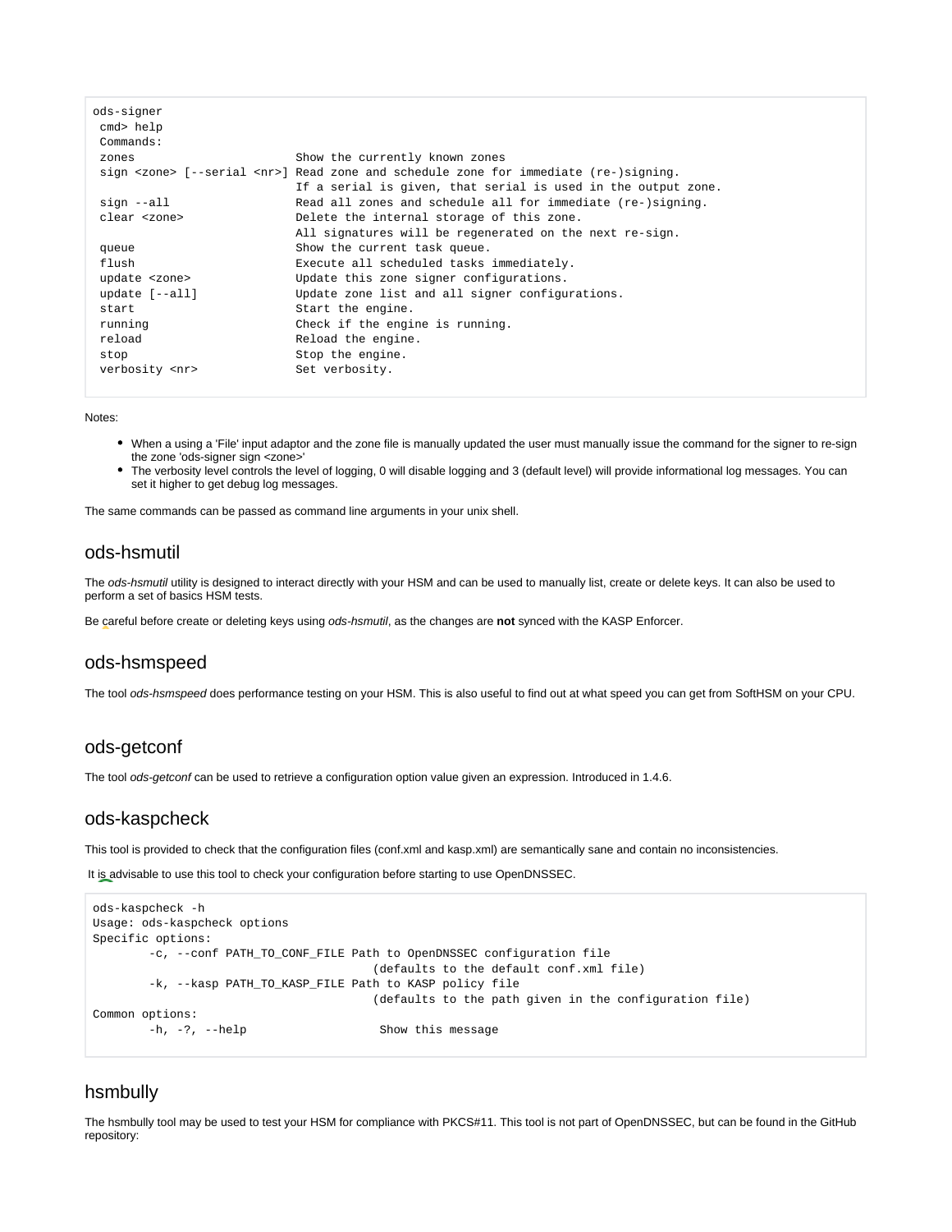```
ods-signer
 cmd> help
 Commands:
 zones                       Show the currently known zones
 sign <zone> [--serial <nr>] Read zone and schedule zone for immediate (re-)signing.
                             If a serial is given, that serial is used in the output zone.
 sign --all                  Read all zones and schedule all for immediate (re-)signing.
 clear <zone>                Delete the internal storage of this zone.
                             All signatures will be regenerated on the next re-sign.
 queue                       Show the current task queue.
 flush                       Execute all scheduled tasks immediately.
 update <zone>               Update this zone signer configurations.
 update [--all]              Update zone list and all signer configurations.
 start                       Start the engine.
 running                     Check if the engine is running.
 reload                      Reload the engine.
 stop                        Stop the engine.
 verbosity <nr>              Set verbosity.
```

Notes:

- When a using a 'File' input adaptor and the zone file is manually updated the user must manually issue the command for the signer to re-sign the zone 'ods-signer sign <zone>'
- The verbosity level controls the level of logging, 0 will disable logging and 3 (default level) will provide informational log messages. You can set it higher to get debug log messages.

The same commands can be passed as command line arguments in your unix shell.

## ods-hsmutil

The *ods-hsmutil* utility is designed to interact directly with your HSM and can be used to manually list, create or delete keys. It can also be used to perform a set of basics HSM tests.

Be careful before create or deleting keys using *ods-hsmutil*, as the changes are **not** synced with the KASP Enforcer.

## ods-hsmspeed

The tool *ods-hsmspeed* does performance testing on your HSM. This is also useful to find out at what speed you can get from SoftHSM on your CPU.

## ods-getconf

The tool *ods-getconf* can be used to retrieve a configuration option value given an expression. Introduced in 1.4.6.

## ods-kaspcheck

This tool is provided to check that the configuration files (conf.xml and kasp.xml) are semantically sane and contain no inconsistencies.

It is advisable to use this tool to check your configuration before starting to use OpenDNSSEC.

```
ods-kaspcheck -h
Usage: ods-kaspcheck options
Specific options:
        -c, --conf PATH_TO_CONF_FILE Path to OpenDNSSEC configuration file
                                     (defaults to the default conf.xml file)
        -k, --kasp PATH_TO_KASP_FILE Path to KASP policy file
                                     (defaults to the path given in the configuration file)
Common options:
        -h, -?, --help                Show this message
```

## hsmbully

The hsmbully tool may be used to test your HSM for compliance with PKCS#11. This tool is not part of OpenDNSSEC, but can be found in the GitHub repository: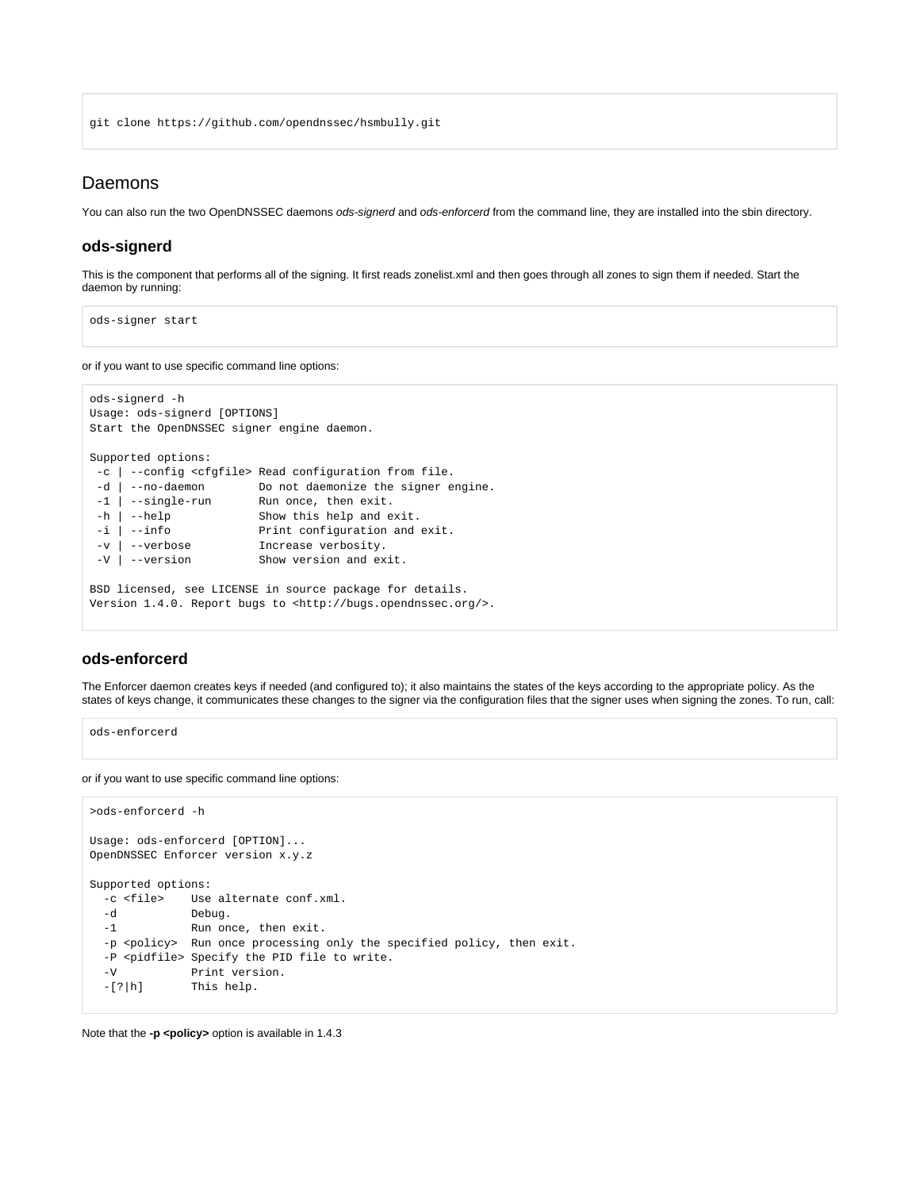```
git clone https://github.com/opendnssec/hsmbully.git
```

## Daemons

You can also run the two OpenDNSSEC daemons *ods-signerd* and *ods-enforcerd* from the command line, they are installed into the sbin directory.

### ods-signerd

This is the component that performs all of the signing. It first reads zonelist.xml and then goes through all zones to sign them if needed. Start the daemon by running:

```
ods-signer start
```

or if you want to use specific command line options:

```
ods-signerd -h
Usage: ods-signerd [OPTIONS]
Start the OpenDNSSEC signer engine daemon.

Supported options:
 -c | --config <cfgfile> Read configuration from file.
 -d | --no-daemon        Do not daemonize the signer engine.
 -1 | --single-run       Run once, then exit.
 -h | --help             Show this help and exit.
 -i | --info             Print configuration and exit.
 -v | --verbose          Increase verbosity.
 -V | --version          Show version and exit.

BSD licensed, see LICENSE in source package for details.
Version 1.4.0. Report bugs to <http://bugs.opendnssec.org/>.
```

### ods-enforcerd

The Enforcer daemon creates keys if needed (and configured to); it also maintains the states of the keys according to the appropriate policy. As the states of keys change, it communicates these changes to the signer via the configuration files that the signer uses when signing the zones. To run, call:

```
ods-enforcerd
```

or if you want to use specific command line options:

```
>ods-enforcerd -h

Usage: ods-enforcerd [OPTION]...
OpenDNSSEC Enforcer version x.y.z

Supported options:
  -c <file>    Use alternate conf.xml.
  -d           Debug.
  -1           Run once, then exit.
  -p <policy>  Run once processing only the specified policy, then exit.
  -P <pidfile> Specify the PID file to write.
  -V           Print version.
  -[?|h]       This help.
```

Note that the **-p <policy>** option is available in 1.4.3